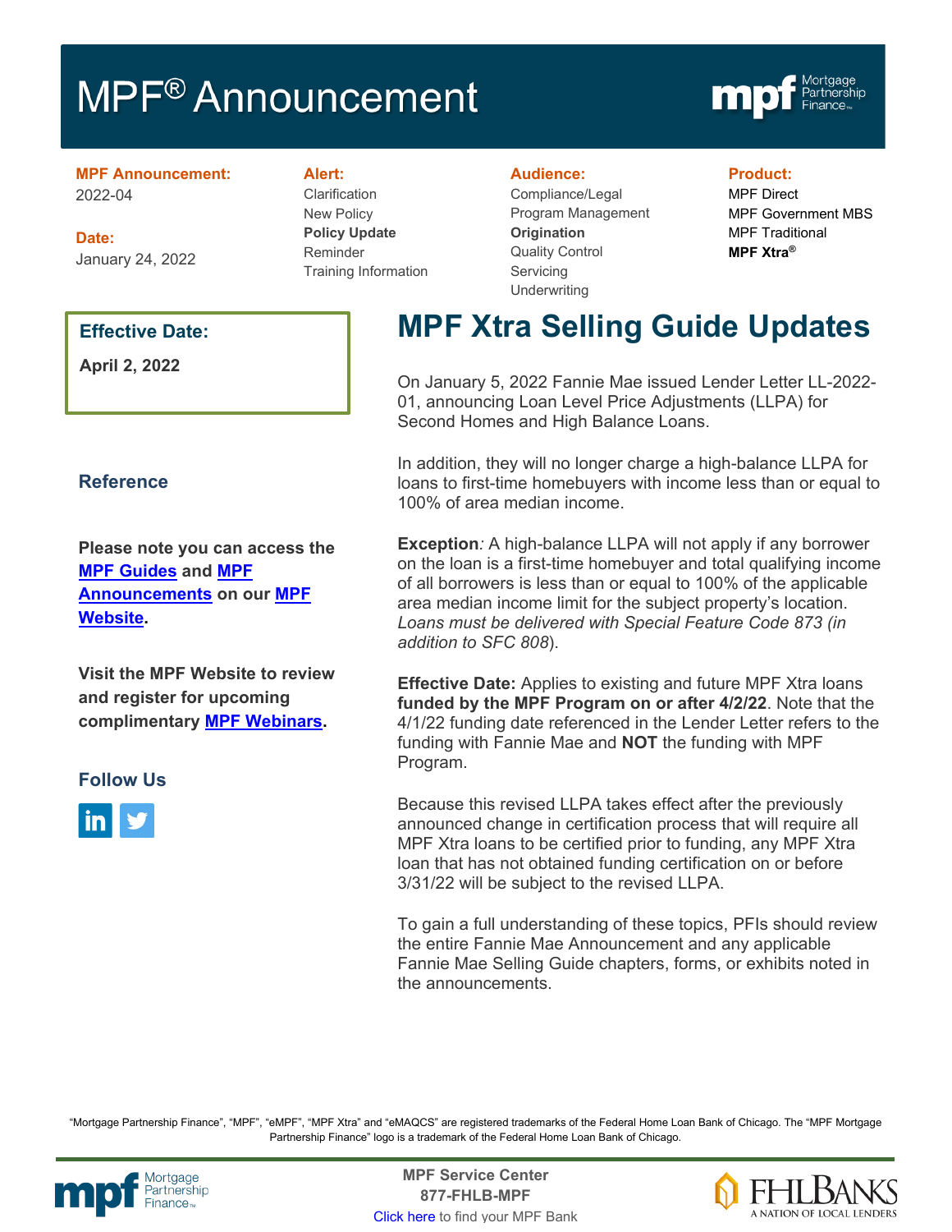# MPF® Announcement

**MPF Announcement:**
2022-04

**Date:**
January 24, 2022

**Alert:**
Clarification
New Policy
**Policy Update**
Reminder
Training Information

**Audience:**
Compliance/Legal
Program Management
**Origination**
Quality Control
Servicing
Underwriting

**Product:**
MPF Direct
MPF Government MBS
MPF Traditional
**MPF Xtra®**

**Effective Date:**

**April 2, 2022**

## MPF Xtra Selling Guide Updates

On January 5, 2022 Fannie Mae issued Lender Letter LL-2022-01, announcing Loan Level Price Adjustments (LLPA) for Second Homes and High Balance Loans.

In addition, they will no longer charge a high-balance LLPA for loans to first-time homebuyers with income less than or equal to 100% of area median income.

**Exception***:* A high-balance LLPA will not apply if any borrower on the loan is a first-time homebuyer and total qualifying income of all borrowers is less than or equal to 100% of the applicable area median income limit for the subject property's location. *Loans must be delivered with Special Feature Code 873 (in addition to SFC 808*).

**Effective Date:** Applies to existing and future MPF Xtra loans **funded by the MPF Program on or after 4/2/22**. Note that the 4/1/22 funding date referenced in the Lender Letter refers to the funding with Fannie Mae and **NOT** the funding with MPF Program.

Because this revised LLPA takes effect after the previously announced change in certification process that will require all MPF Xtra loans to be certified prior to funding, any MPF Xtra loan that has not obtained funding certification on or before 3/31/22 will be subject to the revised LLPA.

To gain a full understanding of these topics, PFIs should review the entire Fannie Mae Announcement and any applicable Fannie Mae Selling Guide chapters, forms, or exhibits noted in the announcements.

### Reference

**Please note you can access the MPF Guides and MPF Announcements on our MPF Website.**

**Visit the MPF Website to review and register for upcoming complimentary MPF Webinars.**

### Follow Us

"Mortgage Partnership Finance", "MPF", "eMPF", "MPF Xtra" and "eMAQCS" are registered trademarks of the Federal Home Loan Bank of Chicago. The "MPF Mortgage Partnership Finance" logo is a trademark of the Federal Home Loan Bank of Chicago.

**MPF Service Center**
**877-FHLB-MPF**
Click here to find your MPF Bank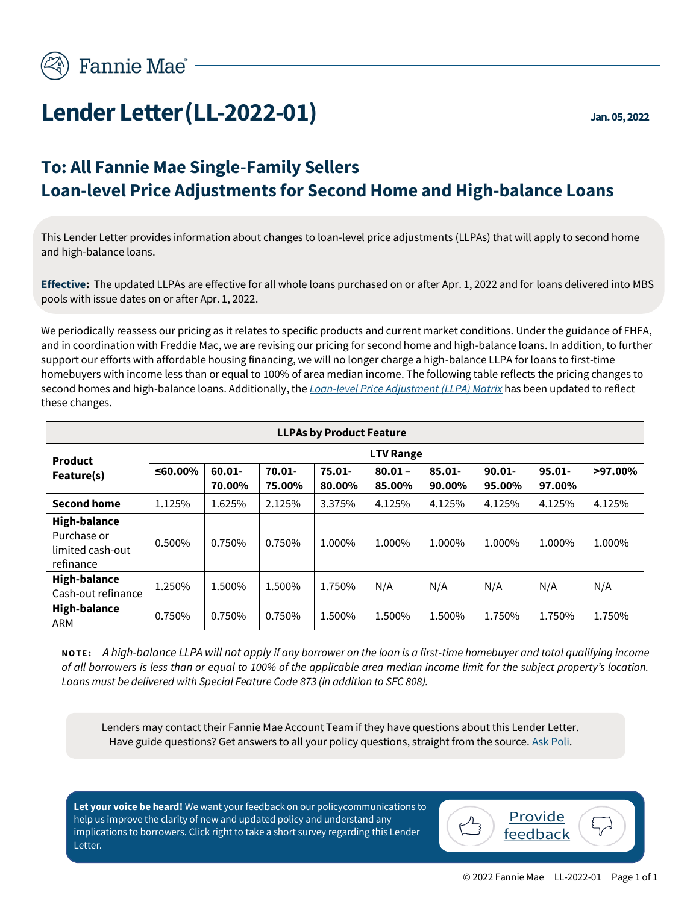Fannie Mae

# Lender Letter (LL-2022-01)

**Jan. 05, 2022**

## To: All Fannie Mae Single-Family Sellers
## Loan-level Price Adjustments for Second Home and High-balance Loans

This Lender Letter provides information about changes to loan-level price adjustments (LLPAs) that will apply to second home and high-balance loans.

**Effective:** The updated LLPAs are effective for all whole loans purchased on or after Apr. 1, 2022 and for loans delivered into MBS pools with issue dates on or after Apr. 1, 2022.

We periodically reassess our pricing as it relates to specific products and current market conditions. Under the guidance of FHFA, and in coordination with Freddie Mac, we are revising our pricing for second home and high-balance loans. In addition, to further support our efforts with affordable housing financing, we will no longer charge a high-balance LLPA for loans to first-time homebuyers with income less than or equal to 100% of area median income. The following table reflects the pricing changes to second homes and high-balance loans. Additionally, the *Loan-level Price Adjustment (LLPA) Matrix* has been updated to reflect these changes.

| LLPAs by Product Feature | | | | | | | | | |
|---|---|---|---|---|---|---|---|---|---|
| **Product Feature(s)** | **LTV Range** | | | | | | | | |
| | **≤60.00%** | **60.01-70.00%** | **70.01-75.00%** | **75.01-80.00%** | **80.01 – 85.00%** | **85.01-90.00%** | **90.01-95.00%** | **95.01-97.00%** | **>97.00%** |
| **Second home** | 1.125% | 1.625% | 2.125% | 3.375% | 4.125% | 4.125% | 4.125% | 4.125% | 4.125% |
| **High-balance** Purchase or limited cash-out refinance | 0.500% | 0.750% | 0.750% | 1.000% | 1.000% | 1.000% | 1.000% | 1.000% | 1.000% |
| **High-balance** Cash-out refinance | 1.250% | 1.500% | 1.500% | 1.750% | N/A | N/A | N/A | N/A | N/A |
| **High-balance** ARM | 0.750% | 0.750% | 0.750% | 1.500% | 1.500% | 1.500% | 1.750% | 1.750% | 1.750% |

**NOTE:** *A high-balance LLPA will not apply if any borrower on the loan is a first-time homebuyer and total qualifying income of all borrowers is less than or equal to 100% of the applicable area median income limit for the subject property's location. Loans must be delivered with Special Feature Code 873 (in addition to SFC 808).*

Lenders may contact their Fannie Mae Account Team if they have questions about this Lender Letter. Have guide questions? Get answers to all your policy questions, straight from the source. Ask Poli.

**Let your voice be heard!** We want your feedback on our policy communications to help us improve the clarity of new and updated policy and understand any implications to borrowers. Click right to take a short survey regarding this Lender Letter.

Provide feedback

© 2022 Fannie Mae LL-2022-01